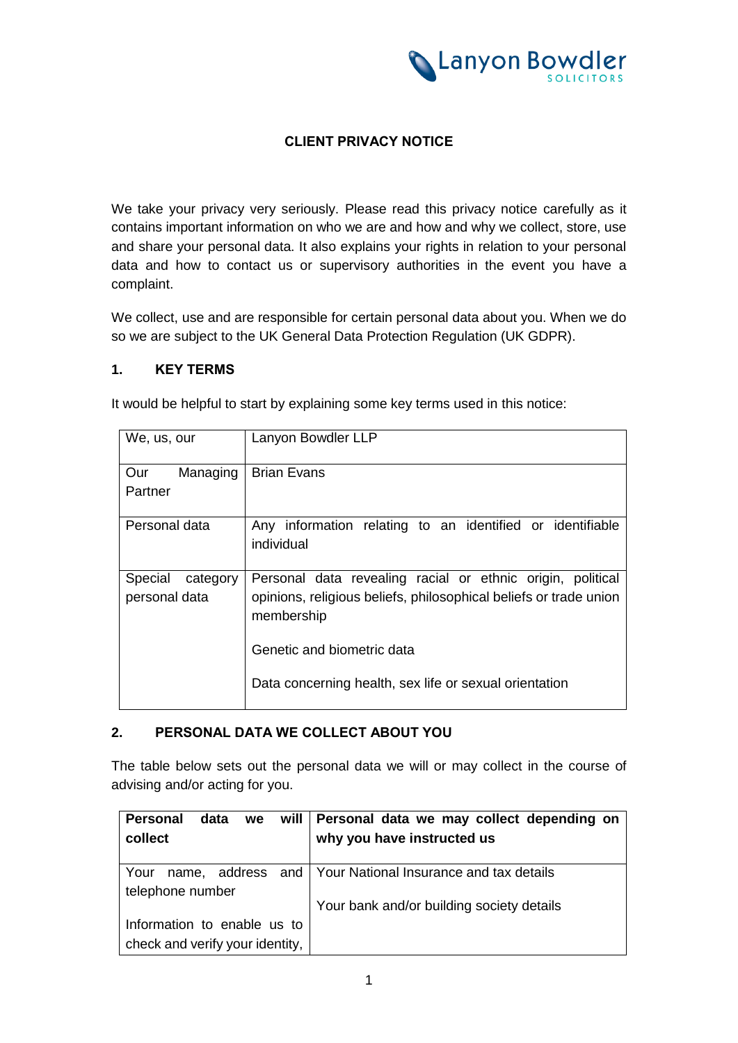# CLIENT PRIVACY NOTICE

We take your privacy very seriously. Please read this privacy notice carefully as it contains important information on who we are and how and why we collect, store, use and share your personal data. It also explains your rights in relation to your personal data and how to contact us or supervisory authorities in the event you have a complaint.

We collect, use and are responsible for certain personal data about you. When we do so we are subject to the UK General Data Protection Regulation (UK GDPR).

## 1. KEY TERMS

It would be helpful to start by explaining some key terms used in this notice:

| | |
|---|---|
| We, us, our | Lanyon Bowdler LLP |
| Our Managing Partner | Brian Evans |
| Personal data | Any information relating to an identified or identifiable individual |
| Special category personal data | Personal data revealing racial or ethnic origin, political opinions, religious beliefs, philosophical beliefs or trade union membership<br><br>Genetic and biometric data<br><br>Data concerning health, sex life or sexual orientation |

## 2. PERSONAL DATA WE COLLECT ABOUT YOU

The table below sets out the personal data we will or may collect in the course of advising and/or acting for you.

| Personal data we will collect | Personal data we may collect depending on why you have instructed us |
|---|---|
| Your name, address and telephone number<br><br>Information to enable us to check and verify your identity, | Your National Insurance and tax details<br><br>Your bank and/or building society details |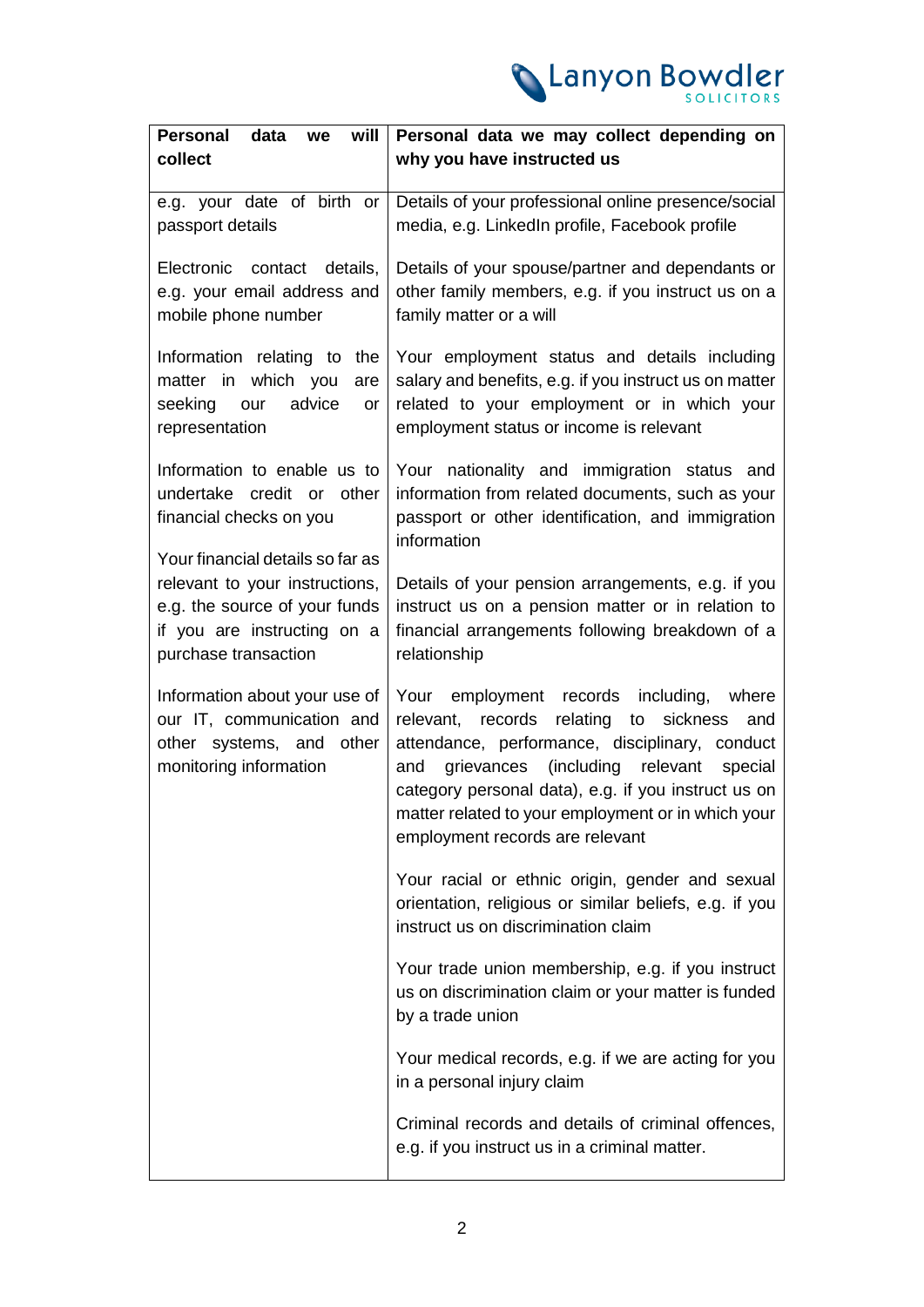| Personal data we will collect | Personal data we may collect depending on why you have instructed us |
|---|---|
| e.g. your date of birth or passport details | Details of your professional online presence/social media, e.g. LinkedIn profile, Facebook profile |
| Electronic contact details, e.g. your email address and mobile phone number | Details of your spouse/partner and dependants or other family members, e.g. if you instruct us on a family matter or a will |
| Information relating to the matter in which you are seeking our advice or representation | Your employment status and details including salary and benefits, e.g. if you instruct us on matter related to your employment or in which your employment status or income is relevant |
| Information to enable us to undertake credit or other financial checks on you | Your nationality and immigration status and information from related documents, such as your passport or other identification, and immigration information |
| Your financial details so far as relevant to your instructions, e.g. the source of your funds if you are instructing on a purchase transaction | Details of your pension arrangements, e.g. if you instruct us on a pension matter or in relation to financial arrangements following breakdown of a relationship |
| Information about your use of our IT, communication and other systems, and other monitoring information | Your employment records including, where relevant, records relating to sickness and attendance, performance, disciplinary, conduct and grievances (including relevant special category personal data), e.g. if you instruct us on matter related to your employment or in which your employment records are relevant |
| | Your racial or ethnic origin, gender and sexual orientation, religious or similar beliefs, e.g. if you instruct us on discrimination claim |
| | Your trade union membership, e.g. if you instruct us on discrimination claim or your matter is funded by a trade union |
| | Your medical records, e.g. if we are acting for you in a personal injury claim |
| | Criminal records and details of criminal offences, e.g. if you instruct us in a criminal matter. |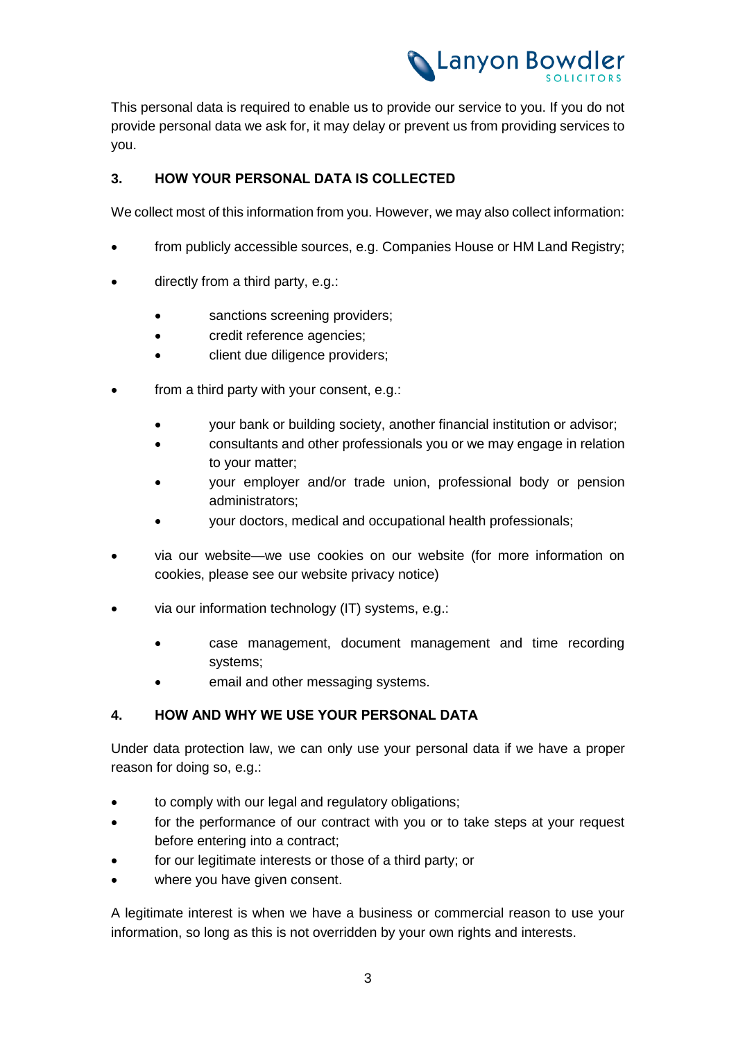This personal data is required to enable us to provide our service to you. If you do not provide personal data we ask for, it may delay or prevent us from providing services to you.

## 3. HOW YOUR PERSONAL DATA IS COLLECTED

We collect most of this information from you. However, we may also collect information:

- from publicly accessible sources, e.g. Companies House or HM Land Registry;
- directly from a third party, e.g.:
  - sanctions screening providers;
  - credit reference agencies;
  - client due diligence providers;
- from a third party with your consent, e.g.:
  - your bank or building society, another financial institution or advisor;
  - consultants and other professionals you or we may engage in relation to your matter;
  - your employer and/or trade union, professional body or pension administrators;
  - your doctors, medical and occupational health professionals;
- via our website—we use cookies on our website (for more information on cookies, please see our website privacy notice)
- via our information technology (IT) systems, e.g.:
  - case management, document management and time recording systems;
  - email and other messaging systems.

## 4. HOW AND WHY WE USE YOUR PERSONAL DATA

Under data protection law, we can only use your personal data if we have a proper reason for doing so, e.g.:

- to comply with our legal and regulatory obligations;
- for the performance of our contract with you or to take steps at your request before entering into a contract;
- for our legitimate interests or those of a third party; or
- where you have given consent.

A legitimate interest is when we have a business or commercial reason to use your information, so long as this is not overridden by your own rights and interests.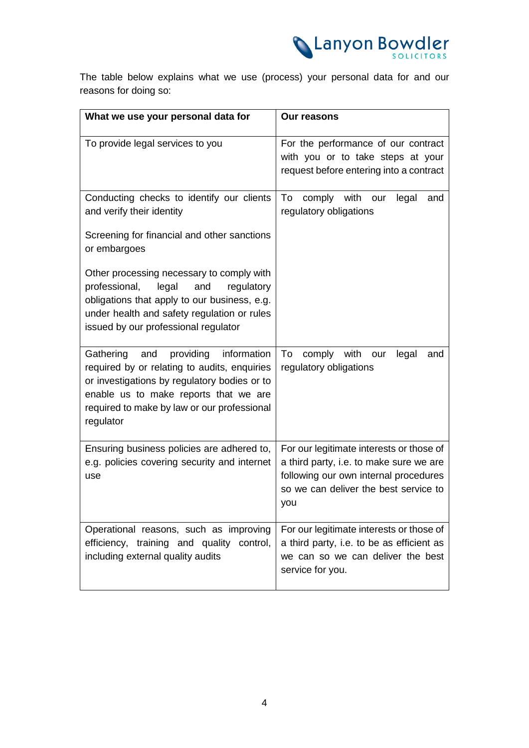The table below explains what we use (process) your personal data for and our reasons for doing so:

| What we use your personal data for | Our reasons |
| --- | --- |
| To provide legal services to you | For the performance of our contract with you or to take steps at your request before entering into a contract |
| Conducting checks to identify our clients and verify their identity<br><br>Screening for financial and other sanctions or embargoes<br><br>Other processing necessary to comply with professional, legal and regulatory obligations that apply to our business, e.g. under health and safety regulation or rules issued by our professional regulator | To comply with our legal and regulatory obligations |
| Gathering and providing information required by or relating to audits, enquiries or investigations by regulatory bodies or to enable us to make reports that we are required to make by law or our professional regulator | To comply with our legal and regulatory obligations |
| Ensuring business policies are adhered to, e.g. policies covering security and internet use | For our legitimate interests or those of a third party, i.e. to make sure we are following our own internal procedures so we can deliver the best service to you |
| Operational reasons, such as improving efficiency, training and quality control, including external quality audits | For our legitimate interests or those of a third party, i.e. to be as efficient as we can so we can deliver the best service for you. |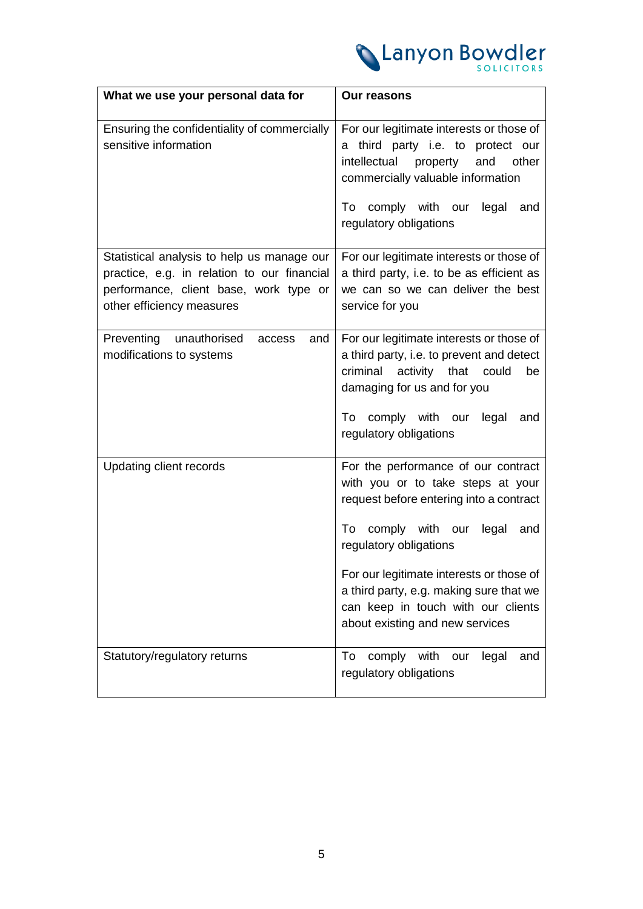| What we use your personal data for | Our reasons |
|---|---|
| Ensuring the confidentiality of commercially sensitive information | For our legitimate interests or those of a third party i.e. to protect our intellectual property and other commercially valuable information<br><br>To comply with our legal and regulatory obligations |
| Statistical analysis to help us manage our practice, e.g. in relation to our financial performance, client base, work type or other efficiency measures | For our legitimate interests or those of a third party, i.e. to be as efficient as we can so we can deliver the best service for you |
| Preventing unauthorised access and modifications to systems | For our legitimate interests or those of a third party, i.e. to prevent and detect criminal activity that could be damaging for us and for you<br><br>To comply with our legal and regulatory obligations |
| Updating client records | For the performance of our contract with you or to take steps at your request before entering into a contract<br><br>To comply with our legal and regulatory obligations<br><br>For our legitimate interests or those of a third party, e.g. making sure that we can keep in touch with our clients about existing and new services |
| Statutory/regulatory returns | To comply with our legal and regulatory obligations |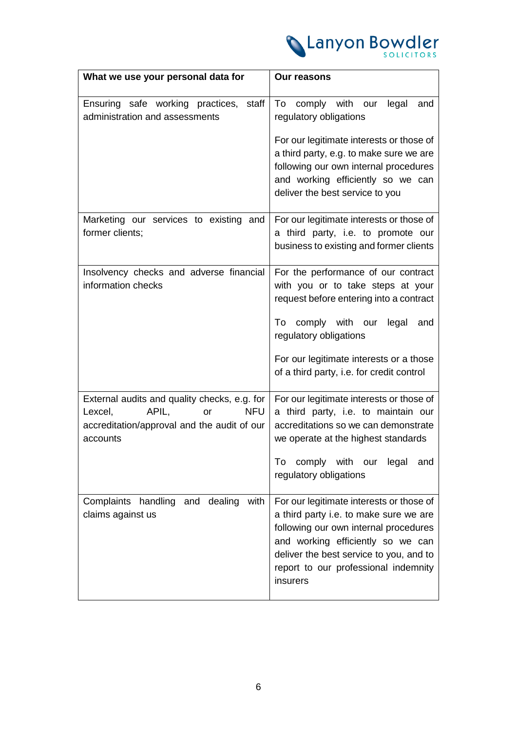| What we use your personal data for | Our reasons |
|---|---|
| Ensuring safe working practices, staff administration and assessments | To comply with our legal and regulatory obligations<br><br>For our legitimate interests or those of a third party, e.g. to make sure we are following our own internal procedures and working efficiently so we can deliver the best service to you |
| Marketing our services to existing and former clients; | For our legitimate interests or those of a third party, i.e. to promote our business to existing and former clients |
| Insolvency checks and adverse financial information checks | For the performance of our contract with you or to take steps at your request before entering into a contract<br><br>To comply with our legal and regulatory obligations<br><br>For our legitimate interests or a those of a third party, i.e. for credit control |
| External audits and quality checks, e.g. for Lexcel, APIL, or NFU accreditation/approval and the audit of our accounts | For our legitimate interests or those of a third party, i.e. to maintain our accreditations so we can demonstrate we operate at the highest standards<br><br>To comply with our legal and regulatory obligations |
| Complaints handling and dealing with claims against us | For our legitimate interests or those of a third party i.e. to make sure we are following our own internal procedures and working efficiently so we can deliver the best service to you, and to report to our professional indemnity insurers |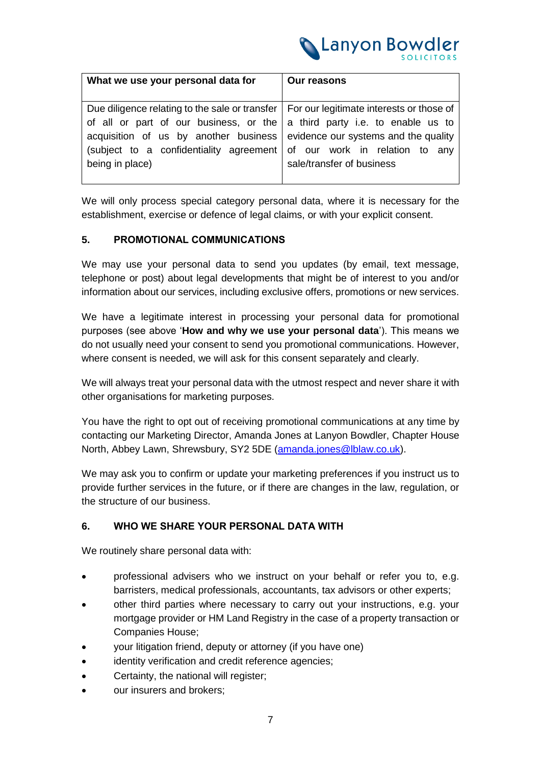| What we use your personal data for | Our reasons |
|---|---|
| Due diligence relating to the sale or transfer of all or part of our business, or the acquisition of us by another business (subject to a confidentiality agreement being in place) | For our legitimate interests or those of a third party i.e. to enable us to evidence our systems and the quality of our work in relation to any sale/transfer of business |

We will only process special category personal data, where it is necessary for the establishment, exercise or defence of legal claims, or with your explicit consent.

## 5. PROMOTIONAL COMMUNICATIONS

We may use your personal data to send you updates (by email, text message, telephone or post) about legal developments that might be of interest to you and/or information about our services, including exclusive offers, promotions or new services.

We have a legitimate interest in processing your personal data for promotional purposes (see above '**How and why we use your personal data**'). This means we do not usually need your consent to send you promotional communications. However, where consent is needed, we will ask for this consent separately and clearly.

We will always treat your personal data with the utmost respect and never share it with other organisations for marketing purposes.

You have the right to opt out of receiving promotional communications at any time by contacting our Marketing Director, Amanda Jones at Lanyon Bowdler, Chapter House North, Abbey Lawn, Shrewsbury, SY2 5DE (amanda.jones@lblaw.co.uk).

We may ask you to confirm or update your marketing preferences if you instruct us to provide further services in the future, or if there are changes in the law, regulation, or the structure of our business.

## 6. WHO WE SHARE YOUR PERSONAL DATA WITH

We routinely share personal data with:

- professional advisers who we instruct on your behalf or refer you to, e.g. barristers, medical professionals, accountants, tax advisors or other experts;
- other third parties where necessary to carry out your instructions, e.g. your mortgage provider or HM Land Registry in the case of a property transaction or Companies House;
- your litigation friend, deputy or attorney (if you have one)
- identity verification and credit reference agencies;
- Certainty, the national will register;
- our insurers and brokers;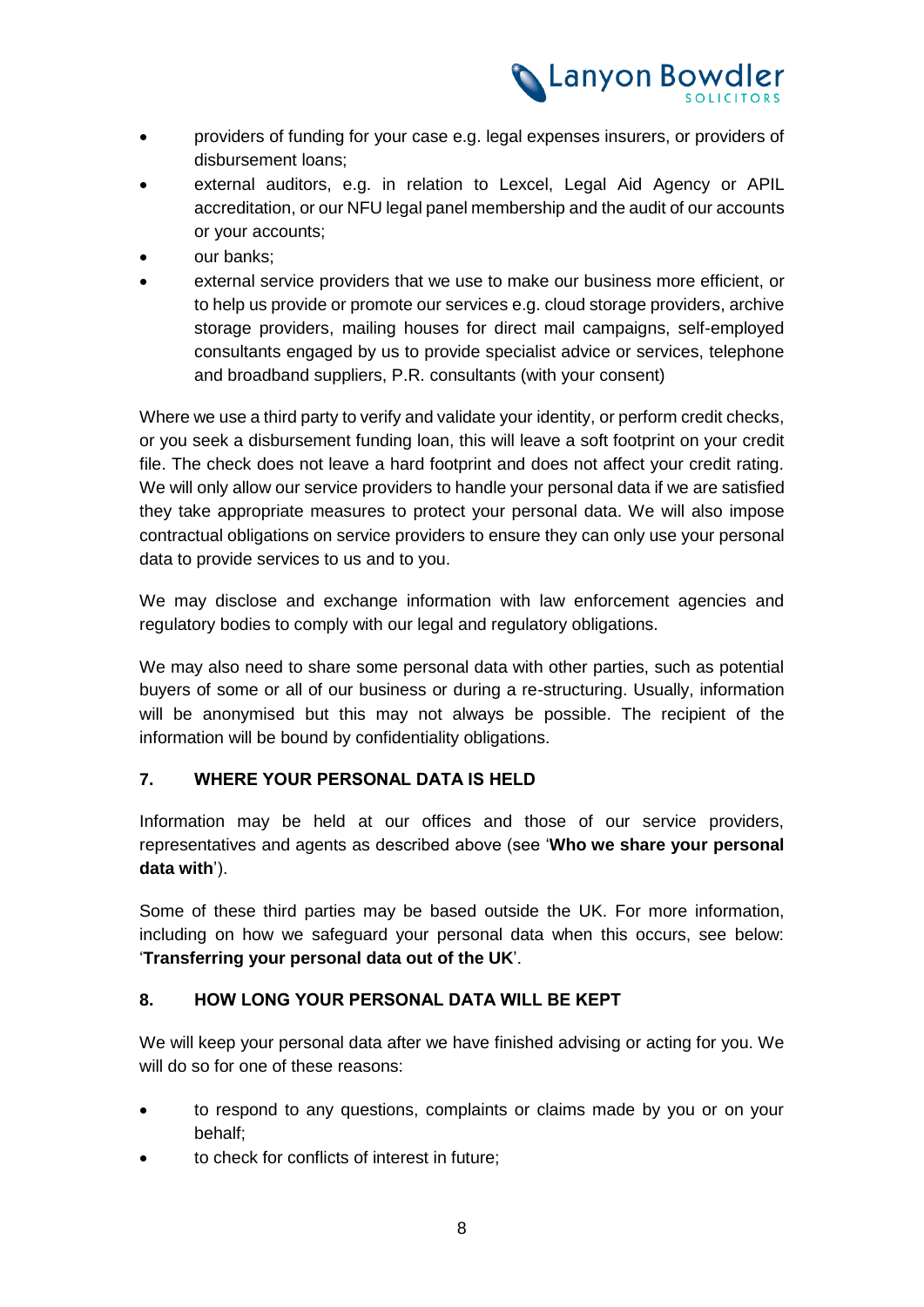- providers of funding for your case e.g. legal expenses insurers, or providers of disbursement loans;
- external auditors, e.g. in relation to Lexcel, Legal Aid Agency or APIL accreditation, or our NFU legal panel membership and the audit of our accounts or your accounts;
- our banks;
- external service providers that we use to make our business more efficient, or to help us provide or promote our services e.g. cloud storage providers, archive storage providers, mailing houses for direct mail campaigns, self-employed consultants engaged by us to provide specialist advice or services, telephone and broadband suppliers, P.R. consultants (with your consent)

Where we use a third party to verify and validate your identity, or perform credit checks, or you seek a disbursement funding loan, this will leave a soft footprint on your credit file. The check does not leave a hard footprint and does not affect your credit rating. We will only allow our service providers to handle your personal data if we are satisfied they take appropriate measures to protect your personal data. We will also impose contractual obligations on service providers to ensure they can only use your personal data to provide services to us and to you.

We may disclose and exchange information with law enforcement agencies and regulatory bodies to comply with our legal and regulatory obligations.

We may also need to share some personal data with other parties, such as potential buyers of some or all of our business or during a re-structuring. Usually, information will be anonymised but this may not always be possible. The recipient of the information will be bound by confidentiality obligations.

## 7. WHERE YOUR PERSONAL DATA IS HELD

Information may be held at our offices and those of our service providers, representatives and agents as described above (see '**Who we share your personal data with**').

Some of these third parties may be based outside the UK. For more information, including on how we safeguard your personal data when this occurs, see below: '**Transferring your personal data out of the UK**'.

## 8. HOW LONG YOUR PERSONAL DATA WILL BE KEPT

We will keep your personal data after we have finished advising or acting for you. We will do so for one of these reasons:

- to respond to any questions, complaints or claims made by you or on your behalf;
- to check for conflicts of interest in future;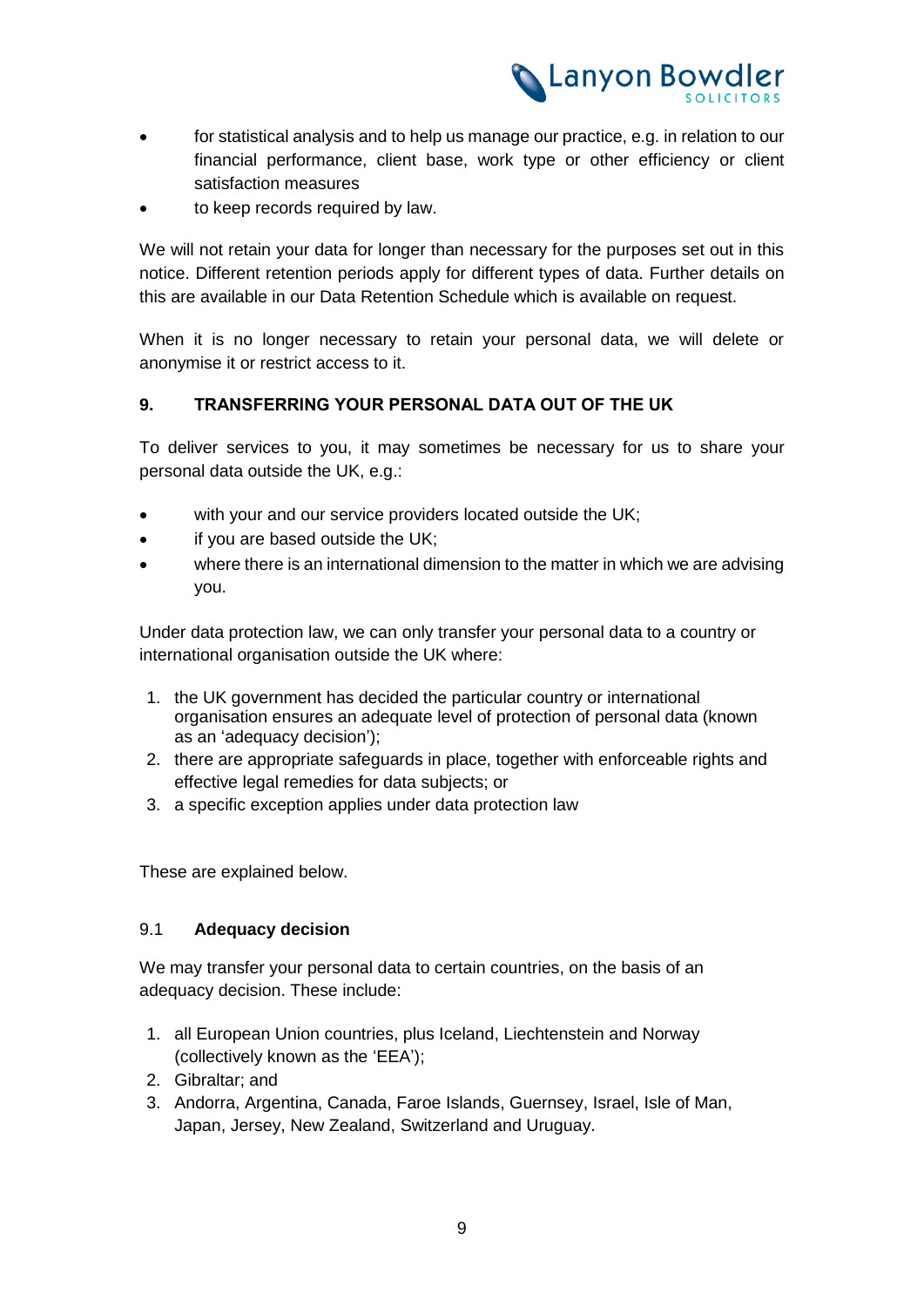- for statistical analysis and to help us manage our practice, e.g. in relation to our financial performance, client base, work type or other efficiency or client satisfaction measures
- to keep records required by law.

We will not retain your data for longer than necessary for the purposes set out in this notice. Different retention periods apply for different types of data. Further details on this are available in our Data Retention Schedule which is available on request.

When it is no longer necessary to retain your personal data, we will delete or anonymise it or restrict access to it.

## 9. TRANSFERRING YOUR PERSONAL DATA OUT OF THE UK

To deliver services to you, it may sometimes be necessary for us to share your personal data outside the UK, e.g.:

- with your and our service providers located outside the UK;
- if you are based outside the UK;
- where there is an international dimension to the matter in which we are advising you.

Under data protection law, we can only transfer your personal data to a country or international organisation outside the UK where:

1. the UK government has decided the particular country or international organisation ensures an adequate level of protection of personal data (known as an 'adequacy decision');
2. there are appropriate safeguards in place, together with enforceable rights and effective legal remedies for data subjects; or
3. a specific exception applies under data protection law

These are explained below.

### 9.1 Adequacy decision

We may transfer your personal data to certain countries, on the basis of an adequacy decision. These include:

1. all European Union countries, plus Iceland, Liechtenstein and Norway (collectively known as the 'EEA');
2. Gibraltar; and
3. Andorra, Argentina, Canada, Faroe Islands, Guernsey, Israel, Isle of Man, Japan, Jersey, New Zealand, Switzerland and Uruguay.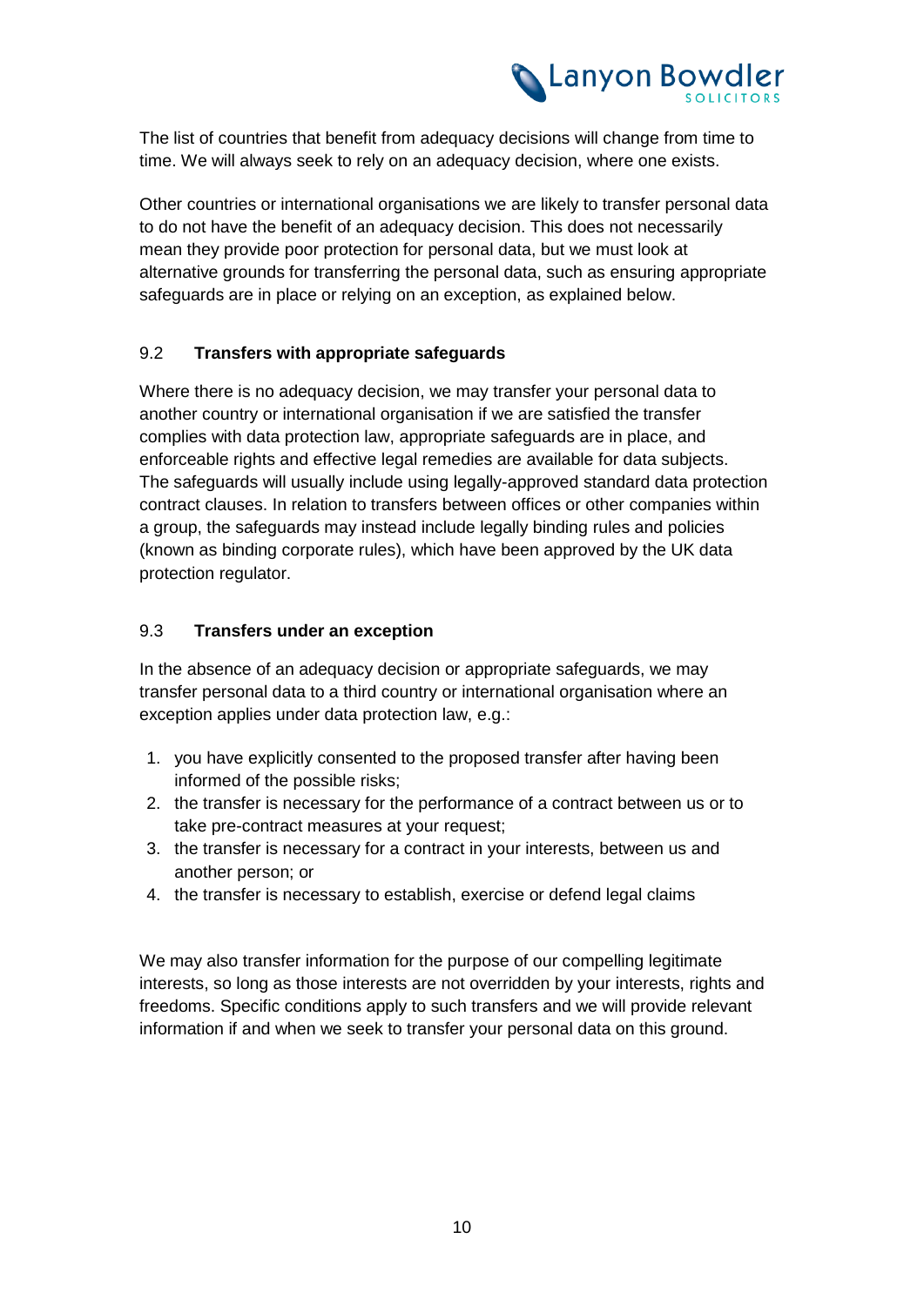The list of countries that benefit from adequacy decisions will change from time to time. We will always seek to rely on an adequacy decision, where one exists.

Other countries or international organisations we are likely to transfer personal data to do not have the benefit of an adequacy decision. This does not necessarily mean they provide poor protection for personal data, but we must look at alternative grounds for transferring the personal data, such as ensuring appropriate safeguards are in place or relying on an exception, as explained below.

### 9.2 Transfers with appropriate safeguards

Where there is no adequacy decision, we may transfer your personal data to another country or international organisation if we are satisfied the transfer complies with data protection law, appropriate safeguards are in place, and enforceable rights and effective legal remedies are available for data subjects. The safeguards will usually include using legally-approved standard data protection contract clauses. In relation to transfers between offices or other companies within a group, the safeguards may instead include legally binding rules and policies (known as binding corporate rules), which have been approved by the UK data protection regulator.

### 9.3 Transfers under an exception

In the absence of an adequacy decision or appropriate safeguards, we may transfer personal data to a third country or international organisation where an exception applies under data protection law, e.g.:

1. you have explicitly consented to the proposed transfer after having been informed of the possible risks;
2. the transfer is necessary for the performance of a contract between us or to take pre-contract measures at your request;
3. the transfer is necessary for a contract in your interests, between us and another person; or
4. the transfer is necessary to establish, exercise or defend legal claims

We may also transfer information for the purpose of our compelling legitimate interests, so long as those interests are not overridden by your interests, rights and freedoms. Specific conditions apply to such transfers and we will provide relevant information if and when we seek to transfer your personal data on this ground.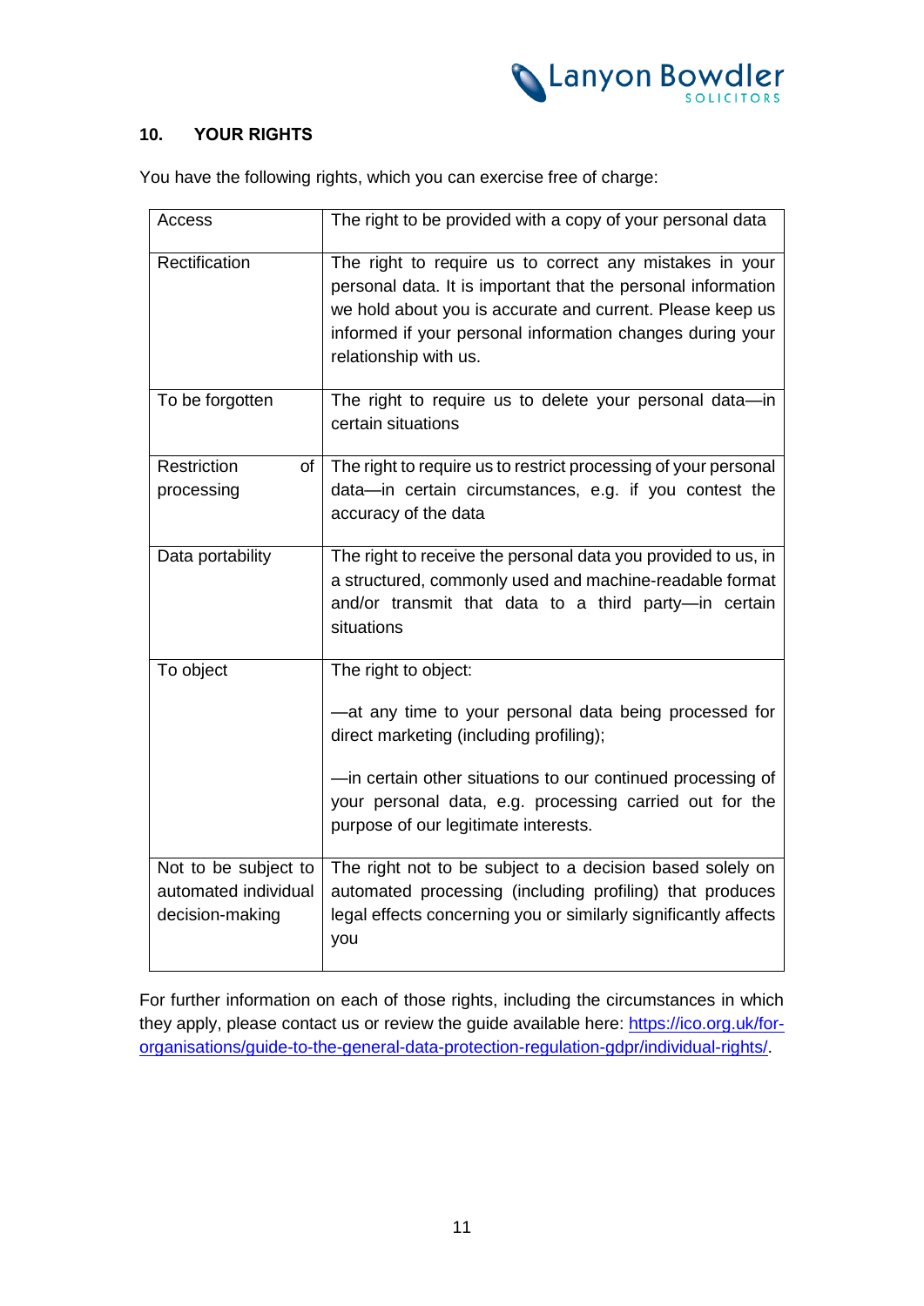## 10. YOUR RIGHTS

You have the following rights, which you can exercise free of charge:

| | |
|---|---|
| Access | The right to be provided with a copy of your personal data |
| Rectification | The right to require us to correct any mistakes in your personal data. It is important that the personal information we hold about you is accurate and current. Please keep us informed if your personal information changes during your relationship with us. |
| To be forgotten | The right to require us to delete your personal data—in certain situations |
| Restriction of processing | The right to require us to restrict processing of your personal data—in certain circumstances, e.g. if you contest the accuracy of the data |
| Data portability | The right to receive the personal data you provided to us, in a structured, commonly used and machine-readable format and/or transmit that data to a third party—in certain situations |
| To object | The right to object:<br><br>—at any time to your personal data being processed for direct marketing (including profiling);<br><br>—in certain other situations to our continued processing of your personal data, e.g. processing carried out for the purpose of our legitimate interests. |
| Not to be subject to automated individual decision-making | The right not to be subject to a decision based solely on automated processing (including profiling) that produces legal effects concerning you or similarly significantly affects you |

For further information on each of those rights, including the circumstances in which they apply, please contact us or review the guide available here: https://ico.org.uk/for-organisations/guide-to-the-general-data-protection-regulation-gdpr/individual-rights/.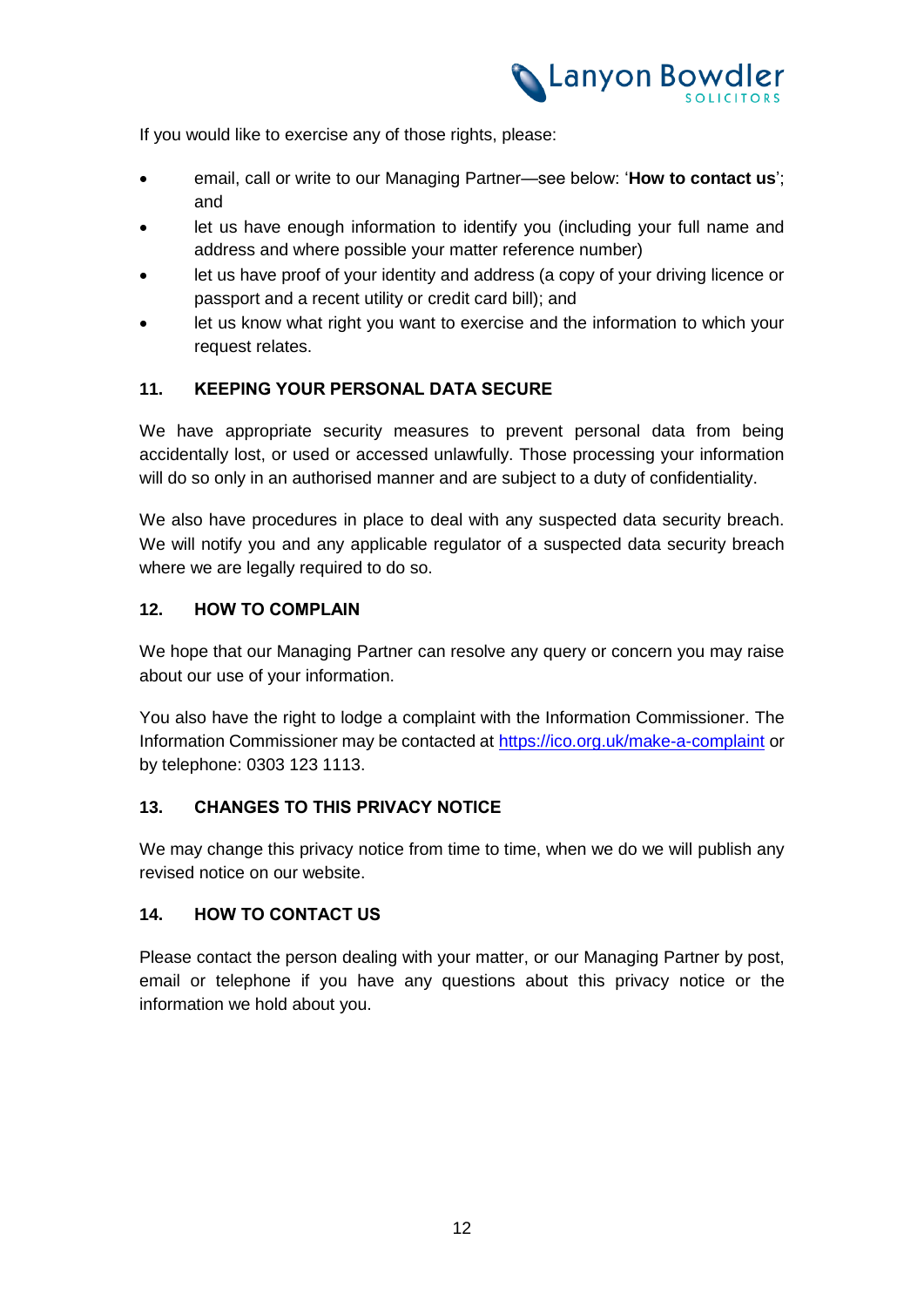If you would like to exercise any of those rights, please:

- email, call or write to our Managing Partner—see below: '**How to contact us**'; and
- let us have enough information to identify you (including your full name and address and where possible your matter reference number)
- let us have proof of your identity and address (a copy of your driving licence or passport and a recent utility or credit card bill); and
- let us know what right you want to exercise and the information to which your request relates.

## 11. KEEPING YOUR PERSONAL DATA SECURE

We have appropriate security measures to prevent personal data from being accidentally lost, or used or accessed unlawfully. Those processing your information will do so only in an authorised manner and are subject to a duty of confidentiality.

We also have procedures in place to deal with any suspected data security breach. We will notify you and any applicable regulator of a suspected data security breach where we are legally required to do so.

## 12. HOW TO COMPLAIN

We hope that our Managing Partner can resolve any query or concern you may raise about our use of your information.

You also have the right to lodge a complaint with the Information Commissioner. The Information Commissioner may be contacted at https://ico.org.uk/make-a-complaint or by telephone: 0303 123 1113.

## 13. CHANGES TO THIS PRIVACY NOTICE

We may change this privacy notice from time to time, when we do we will publish any revised notice on our website.

## 14. HOW TO CONTACT US

Please contact the person dealing with your matter, or our Managing Partner by post, email or telephone if you have any questions about this privacy notice or the information we hold about you.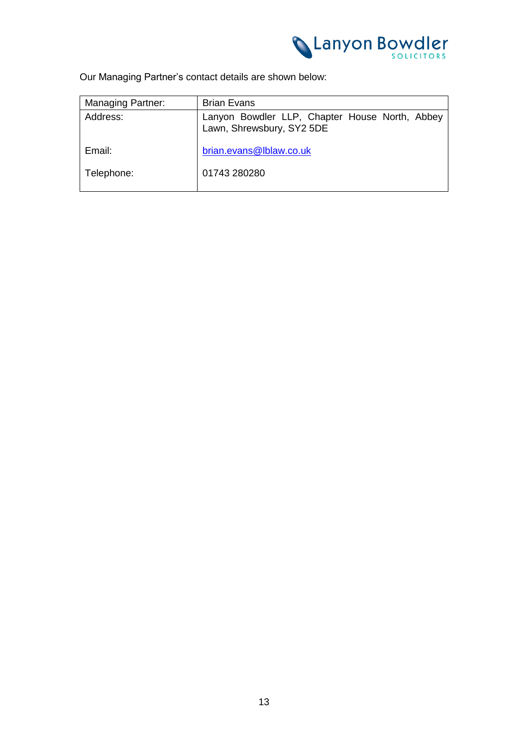Our Managing Partner's contact details are shown below:

| | |
|---|---|
| Managing Partner: | Brian Evans |
| Address: | Lanyon Bowdler LLP, Chapter House North, Abbey Lawn, Shrewsbury, SY2 5DE |
| Email: | brian.evans@lblaw.co.uk |
| Telephone: | 01743 280280 |